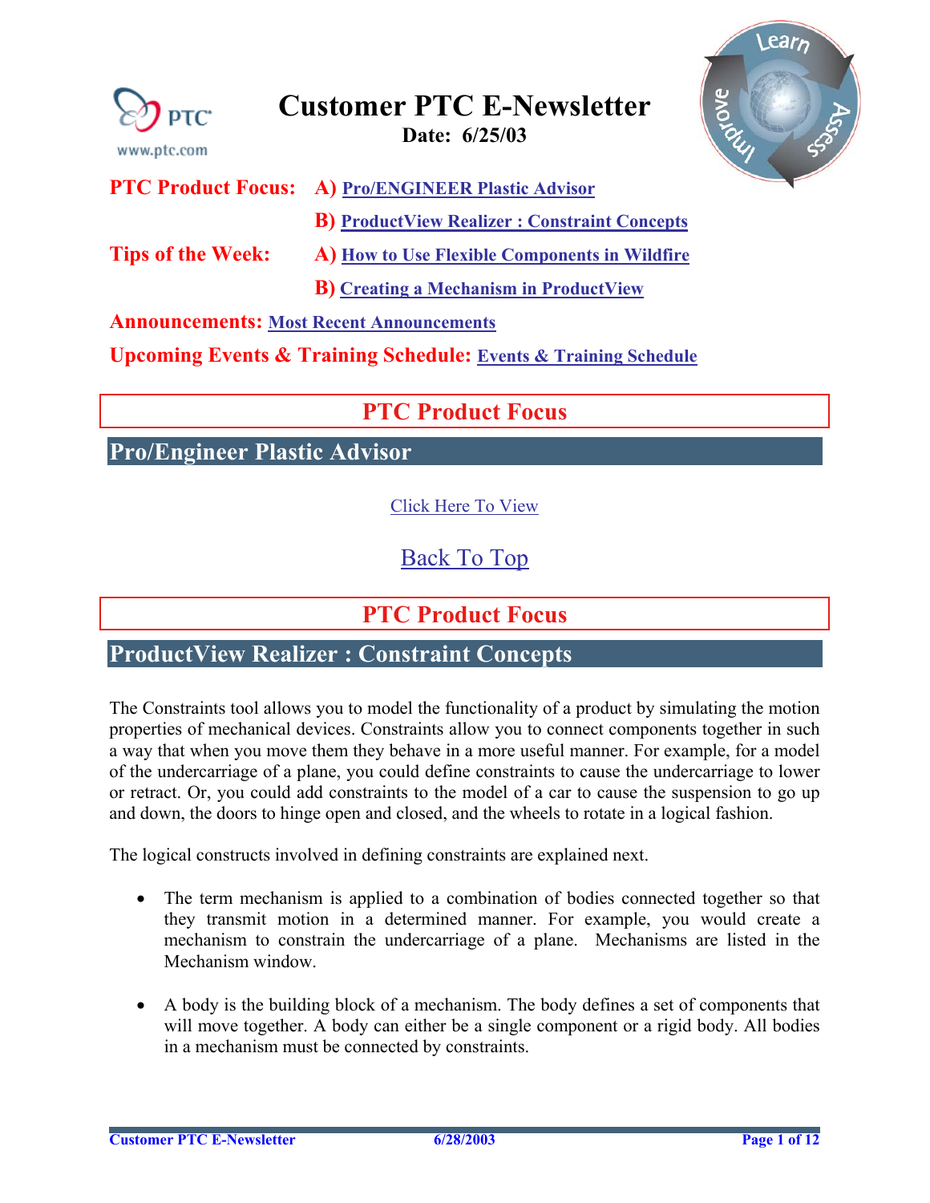# Customer PTC E-Newsletter

**Date: 6/25/03**

**PTC Product Focus:** **A)** Pro/ENGINEER Plastic Advisor

**B)** ProductView Realizer : Constraint Concepts

**Tips of the Week:** **A)** How to Use Flexible Components in Wildfire

**B)** Creating a Mechanism in ProductView

**Announcements:** Most Recent Announcements

**Upcoming Events & Training Schedule:** Events & Training Schedule

## PTC Product Focus

### Pro/Engineer Plastic Advisor

Click Here To View

Back To Top

## PTC Product Focus

### ProductView Realizer : Constraint Concepts

The Constraints tool allows you to model the functionality of a product by simulating the motion properties of mechanical devices. Constraints allow you to connect components together in such a way that when you move them they behave in a more useful manner. For example, for a model of the undercarriage of a plane, you could define constraints to cause the undercarriage to lower or retract. Or, you could add constraints to the model of a car to cause the suspension to go up and down, the doors to hinge open and closed, and the wheels to rotate in a logical fashion.

The logical constructs involved in defining constraints are explained next.

- The term mechanism is applied to a combination of bodies connected together so that they transmit motion in a determined manner. For example, you would create a mechanism to constrain the undercarriage of a plane. Mechanisms are listed in the Mechanism window.

- A body is the building block of a mechanism. The body defines a set of components that will move together. A body can either be a single component or a rigid body. All bodies in a mechanism must be connected by constraints.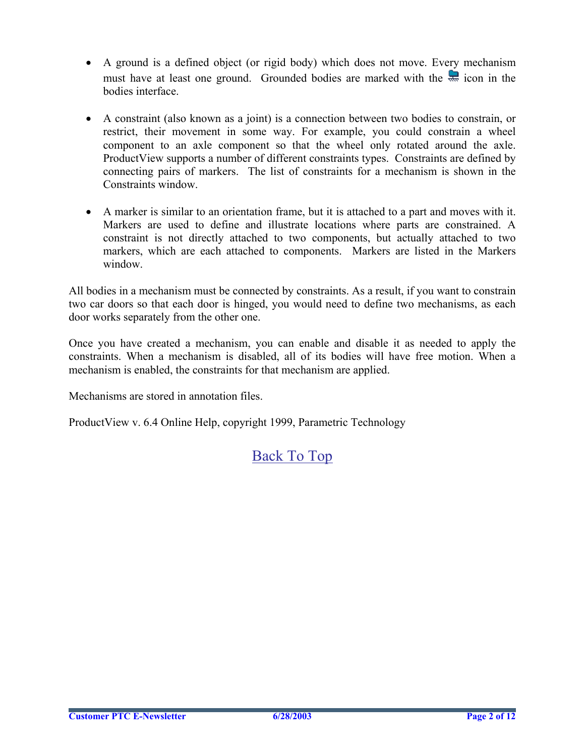- A ground is a defined object (or rigid body) which does not move. Every mechanism must have at least one ground. Grounded bodies are marked with the icon in the bodies interface.

- A constraint (also known as a joint) is a connection between two bodies to constrain, or restrict, their movement in some way. For example, you could constrain a wheel component to an axle component so that the wheel only rotated around the axle. ProductView supports a number of different constraints types. Constraints are defined by connecting pairs of markers. The list of constraints for a mechanism is shown in the Constraints window.

- A marker is similar to an orientation frame, but it is attached to a part and moves with it. Markers are used to define and illustrate locations where parts are constrained. A constraint is not directly attached to two components, but actually attached to two markers, which are each attached to components. Markers are listed in the Markers window.

All bodies in a mechanism must be connected by constraints. As a result, if you want to constrain two car doors so that each door is hinged, you would need to define two mechanisms, as each door works separately from the other one.

Once you have created a mechanism, you can enable and disable it as needed to apply the constraints. When a mechanism is disabled, all of its bodies will have free motion. When a mechanism is enabled, the constraints for that mechanism are applied.

Mechanisms are stored in annotation files.

ProductView v. 6.4 Online Help, copyright 1999, Parametric Technology

Back To Top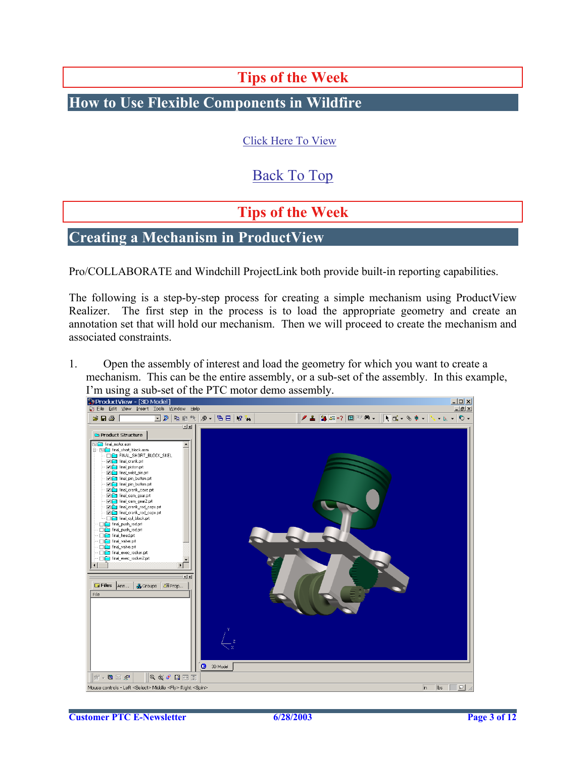## Tips of the Week

## How to Use Flexible Components in Wildfire

Click Here To View

Back To Top

## Tips of the Week

## Creating a Mechanism in ProductView

Pro/COLLABORATE and Windchill ProjectLink both provide built-in reporting capabilities.

The following is a step-by-step process for creating a simple mechanism using ProductView Realizer. The first step in the process is to load the appropriate geometry and create an annotation set that will hold our mechanism. Then we will proceed to create the mechanism and associated constraints.

1. Open the assembly of interest and load the geometry for which you want to create a mechanism. This can be the entire assembly, or a sub-set of the assembly. In this example, I'm using a sub-set of the PTC motor demo assembly.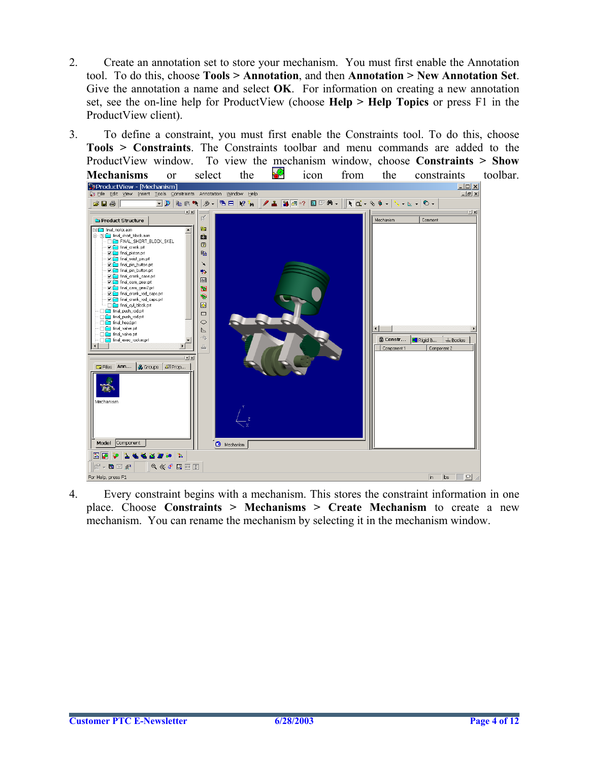2. Create an annotation set to store your mechanism. You must first enable the Annotation tool. To do this, choose **Tools > Annotation**, and then **Annotation > New Annotation Set**. Give the annotation a name and select **OK**. For information on creating a new annotation set, see the on-line help for ProductView (choose **Help > Help Topics** or press F1 in the ProductView client).

3. To define a constraint, you must first enable the Constraints tool. To do this, choose **Tools > Constraints**. The Constraints toolbar and menu commands are added to the ProductView window. To view the mechanism window, choose **Constraints > Show Mechanisms** or select the icon from the constraints toolbar.

4. Every constraint begins with a mechanism. This stores the constraint information in one place. Choose **Constraints > Mechanisms > Create Mechanism** to create a new mechanism. You can rename the mechanism by selecting it in the mechanism window.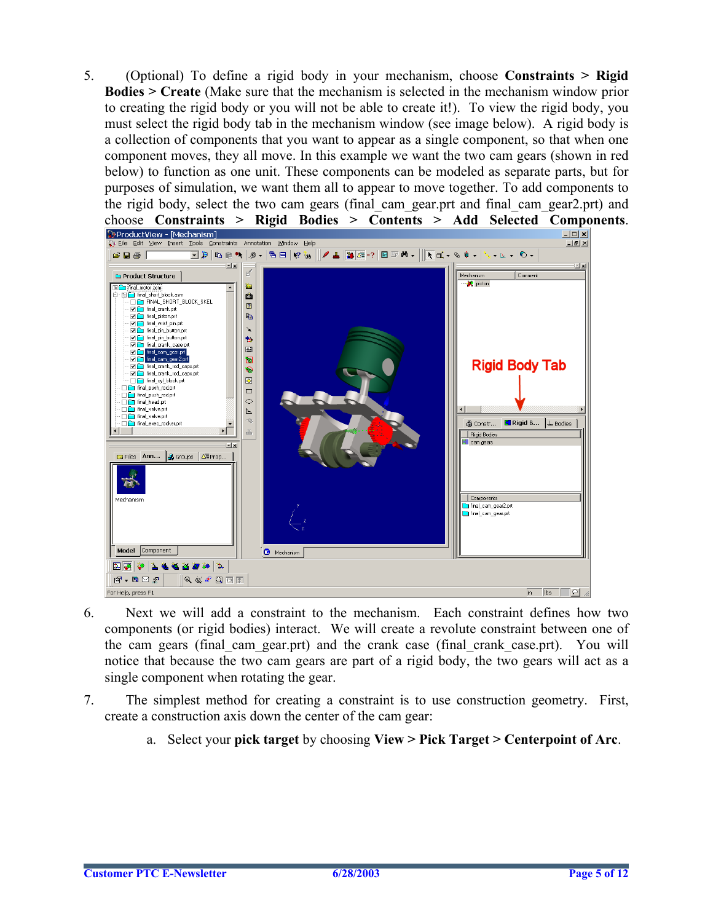5. (Optional) To define a rigid body in your mechanism, choose **Constraints > Rigid Bodies > Create** (Make sure that the mechanism is selected in the mechanism window prior to creating the rigid body or you will not be able to create it!). To view the rigid body, you must select the rigid body tab in the mechanism window (see image below). A rigid body is a collection of components that you want to appear as a single component, so that when one component moves, they all move. In this example we want the two cam gears (shown in red below) to function as one unit. These components can be modeled as separate parts, but for purposes of simulation, we want them all to appear to move together. To add components to the rigid body, select the two cam gears (final_cam_gear.prt and final_cam_gear2.prt) and choose **Constraints > Rigid Bodies > Contents > Add Selected Components**.

6. Next we will add a constraint to the mechanism. Each constraint defines how two components (or rigid bodies) interact. We will create a revolute constraint between one of the cam gears (final_cam_gear.prt) and the crank case (final_crank_case.prt). You will notice that because the two cam gears are part of a rigid body, the two gears will act as a single component when rotating the gear.

7. The simplest method for creating a constraint is to use construction geometry. First, create a construction axis down the center of the cam gear:

   a. Select your **pick target** by choosing **View > Pick Target > Centerpoint of Arc**.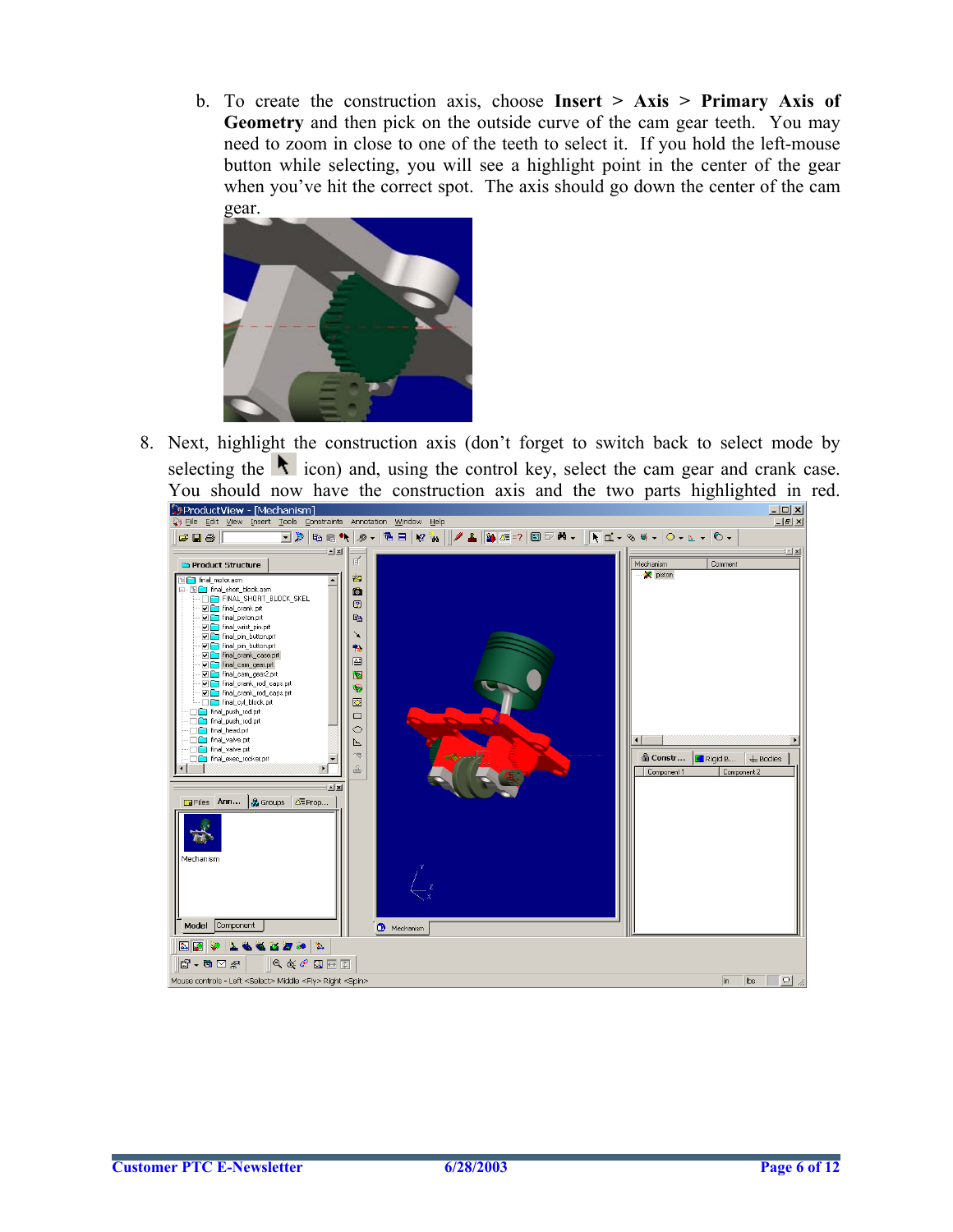b. To create the construction axis, choose **Insert > Axis > Primary Axis of Geometry** and then pick on the outside curve of the cam gear teeth. You may need to zoom in close to one of the teeth to select it. If you hold the left-mouse button while selecting, you will see a highlight point in the center of the gear when you've hit the correct spot. The axis should go down the center of the cam gear.

8. Next, highlight the construction axis (don't forget to switch back to select mode by selecting the icon) and, using the control key, select the cam gear and crank case. You should now have the construction axis and the two parts highlighted in red.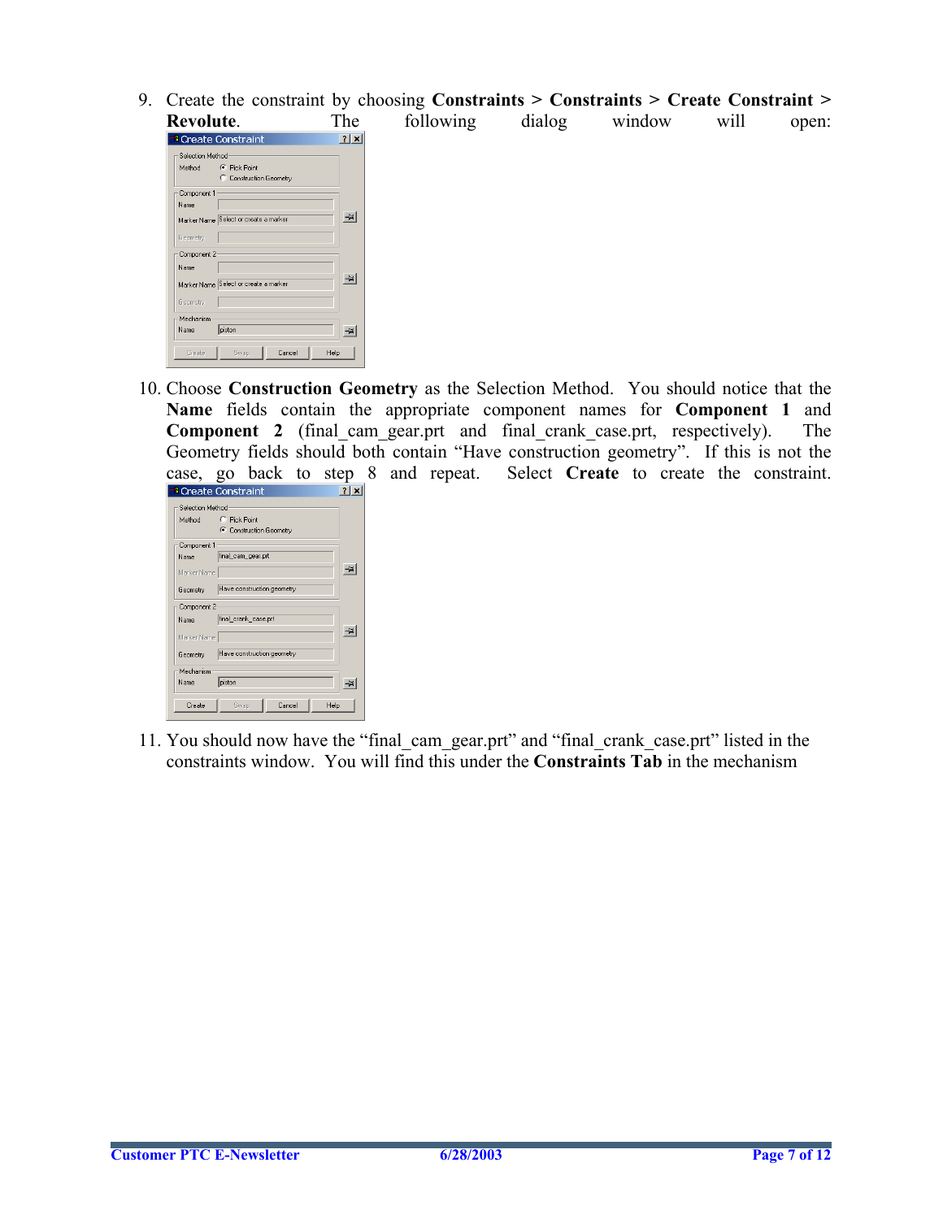9. Create the constraint by choosing **Constraints > Constraints > Create Constraint > Revolute**. The following dialog window will open:

10. Choose **Construction Geometry** as the Selection Method. You should notice that the **Name** fields contain the appropriate component names for **Component 1** and **Component 2** (final_cam_gear.prt and final_crank_case.prt, respectively). The Geometry fields should both contain "Have construction geometry". If this is not the case, go back to step 8 and repeat. Select **Create** to create the constraint.

11. You should now have the "final_cam_gear.prt" and "final_crank_case.prt" listed in the constraints window. You will find this under the **Constraints Tab** in the mechanism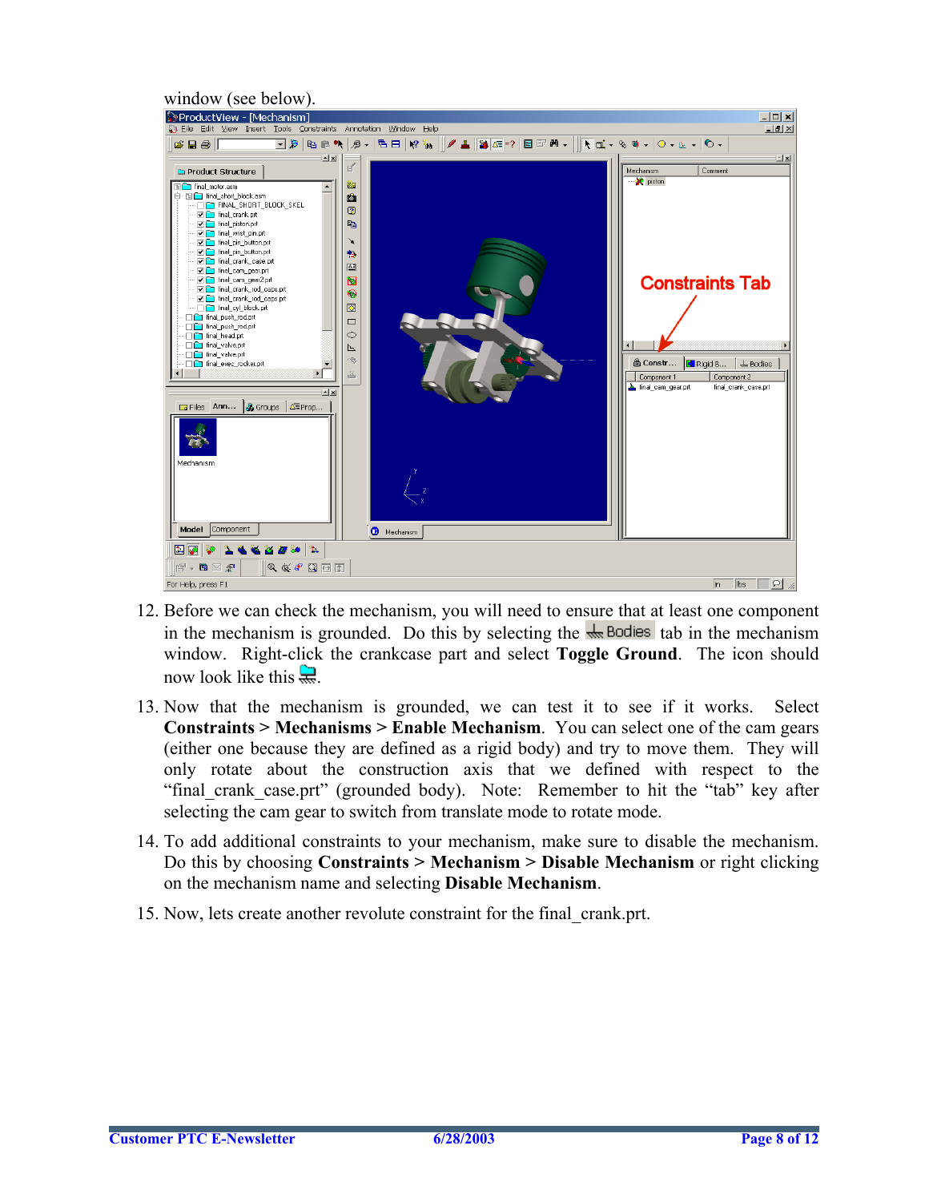window (see below).

12. Before we can check the mechanism, you will need to ensure that at least one component in the mechanism is grounded. Do this by selecting the Bodies tab in the mechanism window. Right-click the crankcase part and select **Toggle Ground**. The icon should now look like this.

13. Now that the mechanism is grounded, we can test it to see if it works. Select **Constraints > Mechanisms > Enable Mechanism**. You can select one of the cam gears (either one because they are defined as a rigid body) and try to move them. They will only rotate about the construction axis that we defined with respect to the "final_crank_case.prt" (grounded body). Note: Remember to hit the "tab" key after selecting the cam gear to switch from translate mode to rotate mode.

14. To add additional constraints to your mechanism, make sure to disable the mechanism. Do this by choosing **Constraints > Mechanism > Disable Mechanism** or right clicking on the mechanism name and selecting **Disable Mechanism**.

15. Now, lets create another revolute constraint for the final_crank.prt.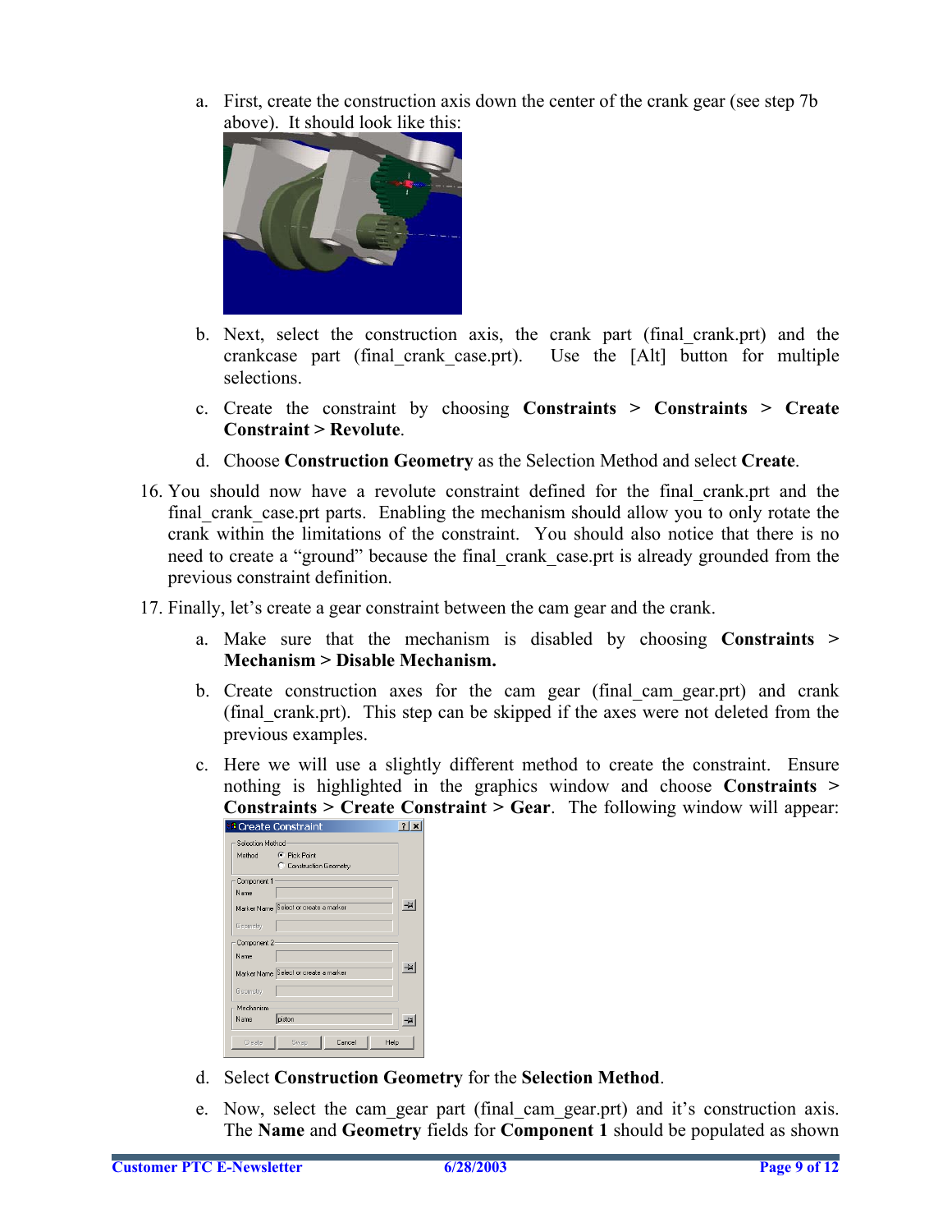a. First, create the construction axis down the center of the crank gear (see step 7b above). It should look like this:

b. Next, select the construction axis, the crank part (final_crank.prt) and the crankcase part (final_crank_case.prt). Use the [Alt] button for multiple selections.

c. Create the constraint by choosing **Constraints** > **Constraints** > **Create Constraint** > **Revolute**.

d. Choose **Construction Geometry** as the Selection Method and select **Create**.

16. You should now have a revolute constraint defined for the final_crank.prt and the final_crank_case.prt parts. Enabling the mechanism should allow you to only rotate the crank within the limitations of the constraint. You should also notice that there is no need to create a "ground" because the final_crank_case.prt is already grounded from the previous constraint definition.

17. Finally, let's create a gear constraint between the cam gear and the crank.

    a. Make sure that the mechanism is disabled by choosing **Constraints** > **Mechanism** > **Disable Mechanism.**

    b. Create construction axes for the cam gear (final_cam_gear.prt) and crank (final_crank.prt). This step can be skipped if the axes were not deleted from the previous examples.

    c. Here we will use a slightly different method to create the constraint. Ensure nothing is highlighted in the graphics window and choose **Constraints** > **Constraints** > **Create Constraint** > **Gear**. The following window will appear:

    d. Select **Construction Geometry** for the **Selection Method**.

    e. Now, select the cam_gear part (final_cam_gear.prt) and it's construction axis. The **Name** and **Geometry** fields for **Component 1** should be populated as shown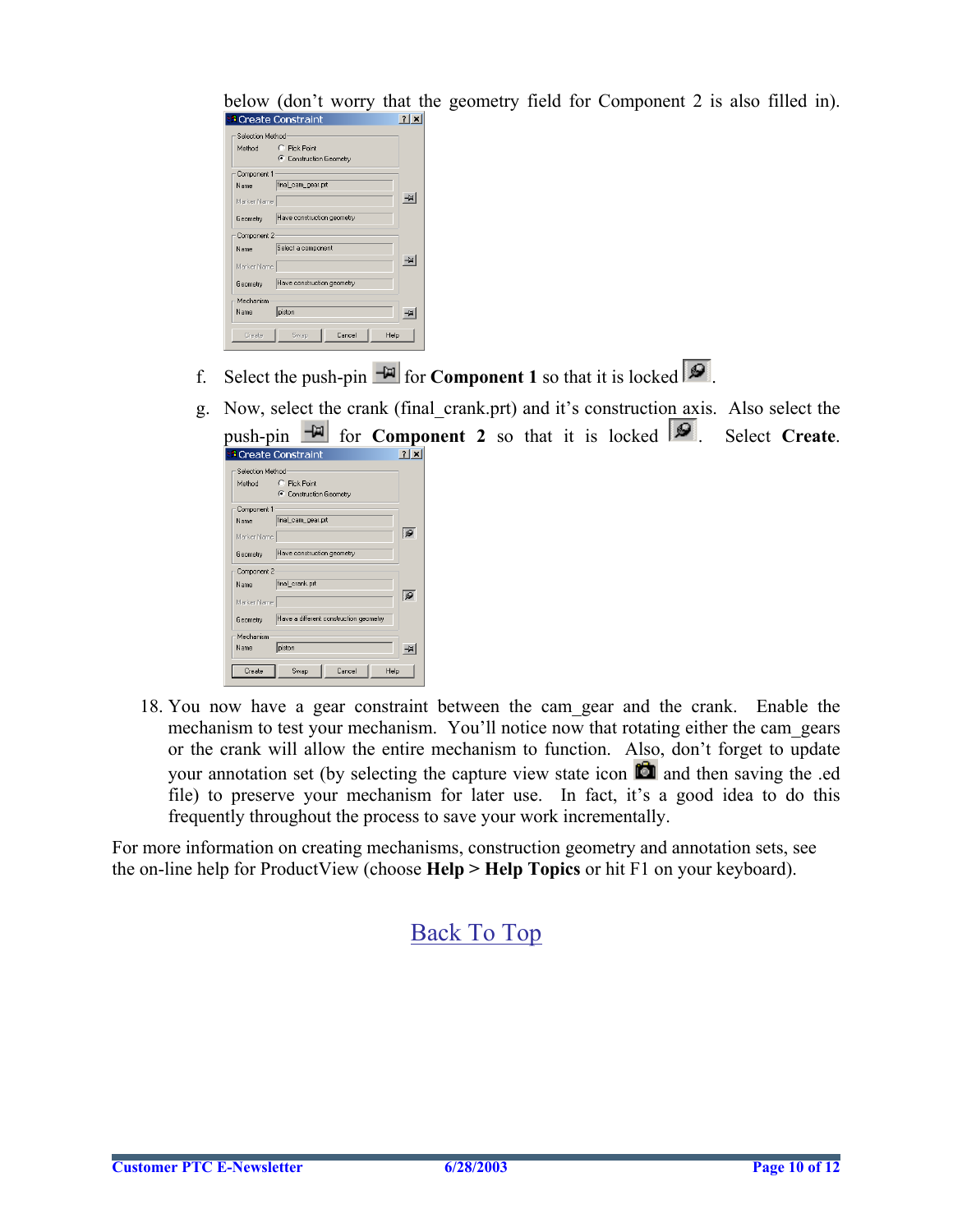below (don't worry that the geometry field for Component 2 is also filled in).

f. Select the push-pin for **Component 1** so that it is locked .

g. Now, select the crank (final_crank.prt) and it's construction axis. Also select the push-pin for **Component 2** so that it is locked . Select **Create**.

18. You now have a gear constraint between the cam_gear and the crank. Enable the mechanism to test your mechanism. You'll notice now that rotating either the cam_gears or the crank will allow the entire mechanism to function. Also, don't forget to update your annotation set (by selecting the capture view state icon and then saving the .ed file) to preserve your mechanism for later use. In fact, it's a good idea to do this frequently throughout the process to save your work incrementally.

For more information on creating mechanisms, construction geometry and annotation sets, see the on-line help for ProductView (choose **Help > Help Topics** or hit F1 on your keyboard).

Back To Top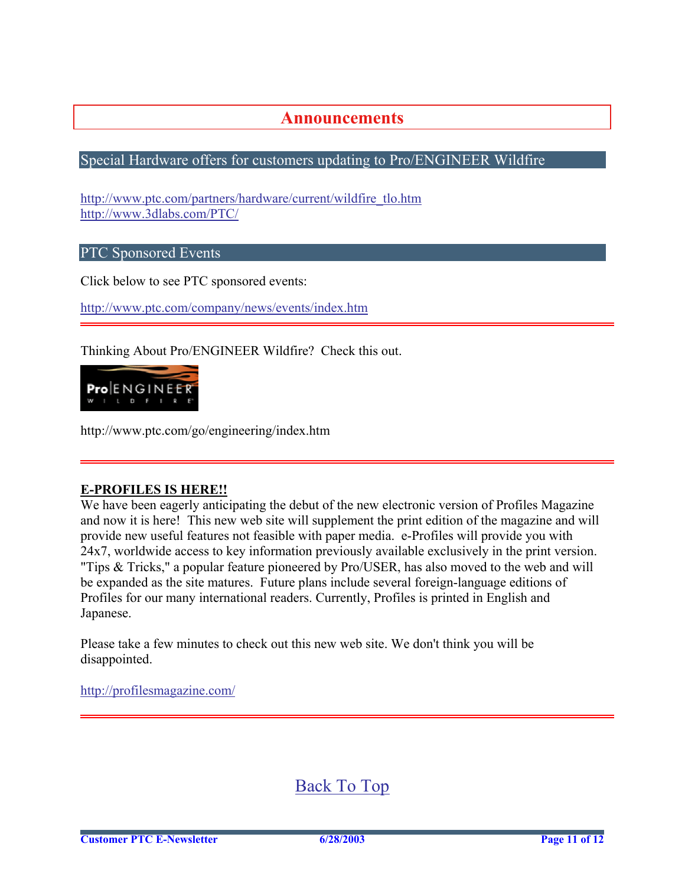# Announcements

## Special Hardware offers for customers updating to Pro/ENGINEER Wildfire

http://www.ptc.com/partners/hardware/current/wildfire_tlo.htm
http://www.3dlabs.com/PTC/

## PTC Sponsored Events

Click below to see PTC sponsored events:

http://www.ptc.com/company/news/events/index.htm

---

Thinking About Pro/ENGINEER Wildfire? Check this out.

http://www.ptc.com/go/engineering/index.htm

---

**E-PROFILES IS HERE!!**

We have been eagerly anticipating the debut of the new electronic version of Profiles Magazine and now it is here! This new web site will supplement the print edition of the magazine and will provide new useful features not feasible with paper media. e-Profiles will provide you with 24x7, worldwide access to key information previously available exclusively in the print version. "Tips & Tricks," a popular feature pioneered by Pro/USER, has also moved to the web and will be expanded as the site matures. Future plans include several foreign-language editions of Profiles for our many international readers. Currently, Profiles is printed in English and Japanese.

Please take a few minutes to check out this new web site. We don't think you will be disappointed.

http://profilesmagazine.com/

---

Back To Top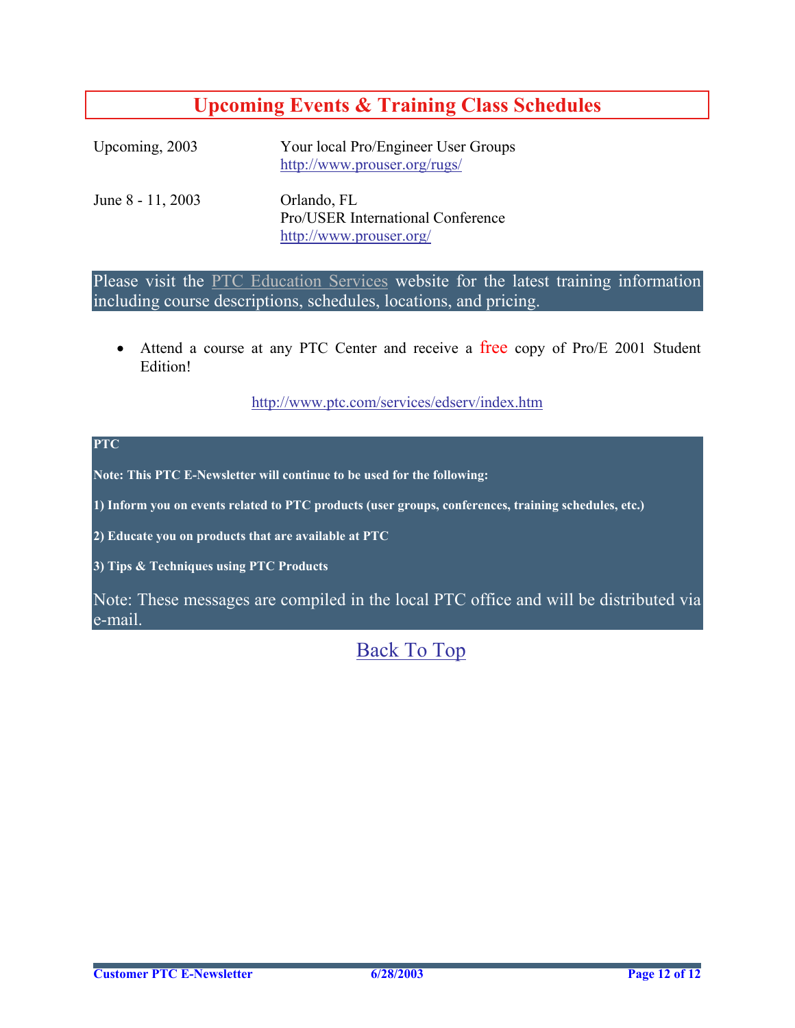## Upcoming Events & Training Class Schedules

| | |
|---|---|
| Upcoming, 2003 | Your local Pro/Engineer User Groups<br>http://www.prouser.org/rugs/ |
| June 8 - 11, 2003 | Orlando, FL<br>Pro/USER International Conference<br>http://www.prouser.org/ |

Please visit the PTC Education Services website for the latest training information including course descriptions, schedules, locations, and pricing.

- Attend a course at any PTC Center and receive a free copy of Pro/E 2001 Student Edition!

http://www.ptc.com/services/edserv/index.htm

**PTC**

**Note: This PTC E-Newsletter will continue to be used for the following:**

**1) Inform you on events related to PTC products (user groups, conferences, training schedules, etc.)**

**2) Educate you on products that are available at PTC**

**3) Tips & Techniques using PTC Products**

Note: These messages are compiled in the local PTC office and will be distributed via e-mail.

Back To Top